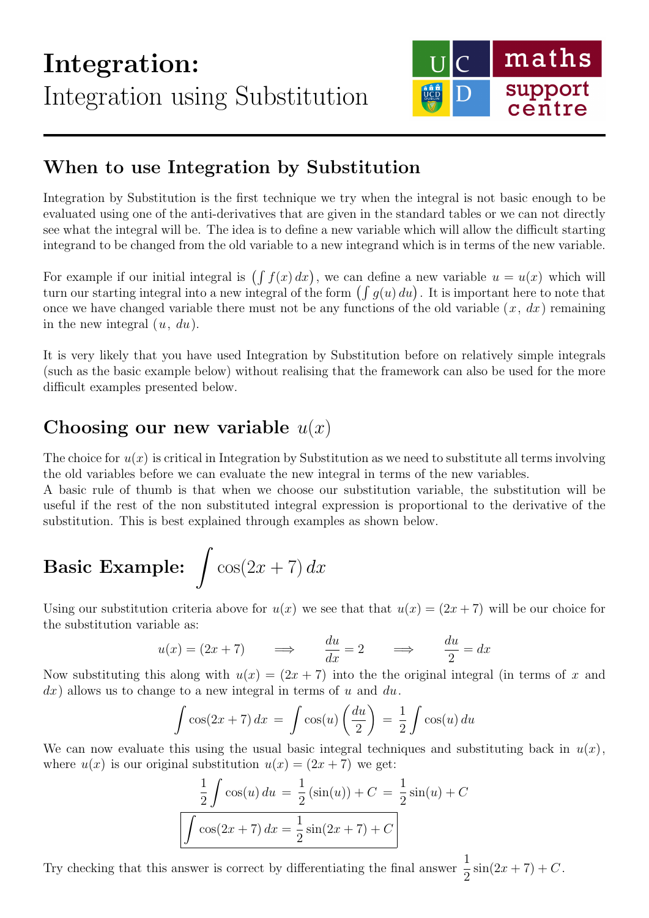# Integration:
Integration using Substitution

## When to use Integration by Substitution

Integration by Substitution is the first technique we try when the integral is not basic enough to be evaluated using one of the anti-derivatives that are given in the standard tables or we can not directly see what the integral will be. The idea is to define a new variable which will allow the difficult starting integrand to be changed from the old variable to a new integrand which is in terms of the new variable.

For example if our initial integral is $\left(\int f(x)\,dx\right)$, we can define a new variable $u = u(x)$ which will turn our starting integral into a new integral of the form $\left(\int g(u)\,du\right)$. It is important here to note that once we have changed variable there must not be any functions of the old variable $(x,\,dx)$ remaining in the new integral $(u,\,du)$.

It is very likely that you have used Integration by Substitution before on relatively simple integrals (such as the basic example below) without realising that the framework can also be used for the more difficult examples presented below.

## Choosing our new variable $u(x)$

The choice for $u(x)$ is critical in Integration by Substitution as we need to substitute all terms involving the old variables before we can evaluate the new integral in terms of the new variables.
A basic rule of thumb is that when we choose our substitution variable, the substitution will be useful if the rest of the non substituted integral expression is proportional to the derivative of the substitution. This is best explained through examples as shown below.

## Basic Example: $\displaystyle\int \cos(2x+7)\,dx$

Using our substitution criteria above for $u(x)$ we see that that $u(x) = (2x+7)$ will be our choice for the substitution variable as:

$$u(x) = (2x+7) \qquad \Longrightarrow \qquad \frac{du}{dx} = 2 \qquad \Longrightarrow \qquad \frac{du}{2} = dx$$

Now substituting this along with $u(x) = (2x+7)$ into the the original integral (in terms of $x$ and $dx$) allows us to change to a new integral in terms of $u$ and $du$.

$$\int \cos(2x+7)\,dx \;=\; \int \cos(u)\left(\frac{du}{2}\right) \;=\; \frac{1}{2}\int \cos(u)\,du$$

We can now evaluate this using the usual basic integral techniques and substituting back in $u(x)$, where $u(x)$ is our original substitution $u(x) = (2x+7)$ we get:

$$\frac{1}{2}\int \cos(u)\,du \;=\; \frac{1}{2}\left(\sin(u)\right) + C \;=\; \frac{1}{2}\sin(u) + C$$

$$\boxed{\int \cos(2x+7)\,dx = \frac{1}{2}\sin(2x+7) + C}$$

Try checking that this answer is correct by differentiating the final answer $\dfrac{1}{2}\sin(2x+7) + C$.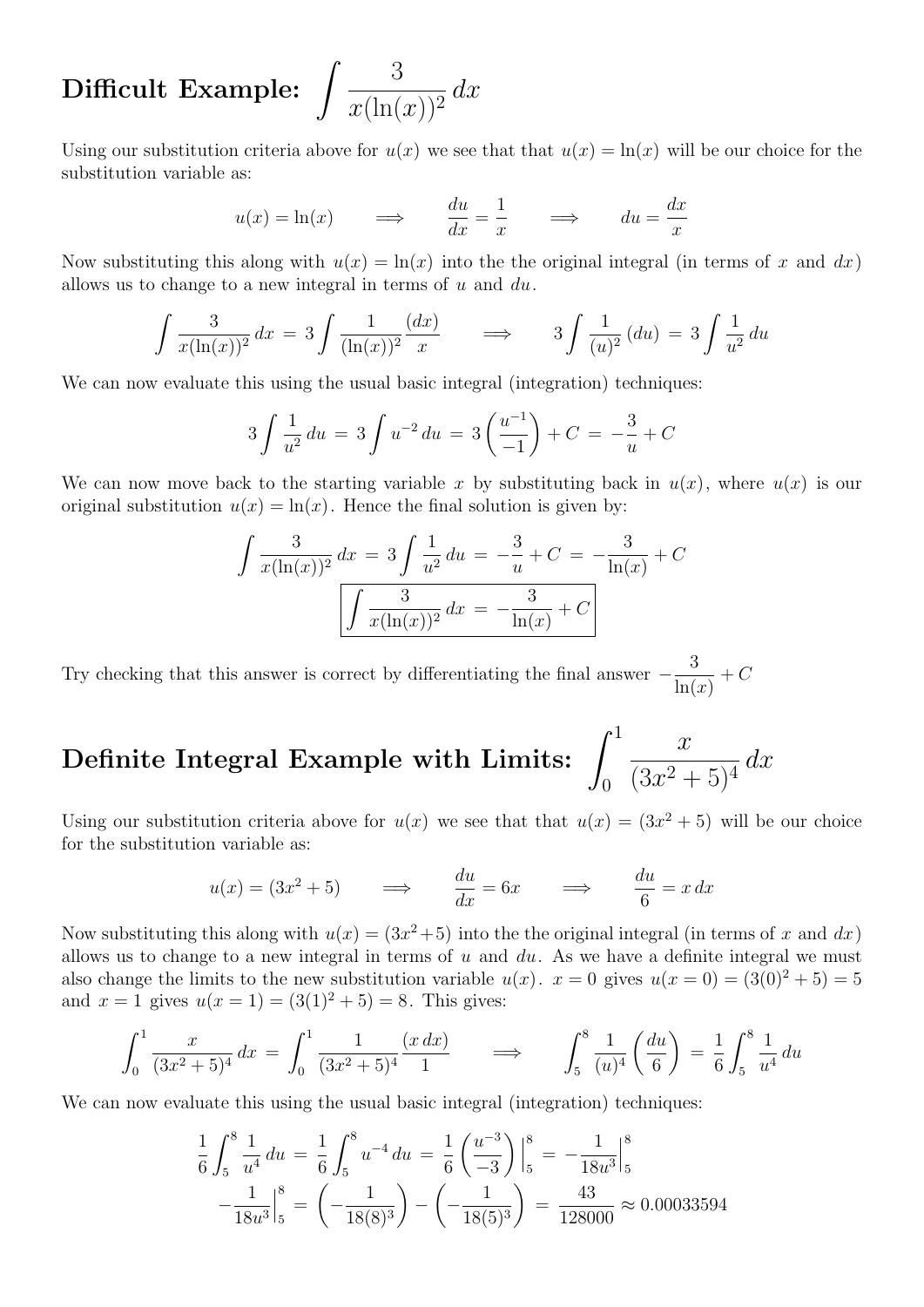## Difficult Example: $\displaystyle\int \frac{3}{x(\ln(x))^2}\,dx$

Using our substitution criteria above for $u(x)$ we see that that $u(x) = \ln(x)$ will be our choice for the substitution variable as:

$$u(x) = \ln(x) \qquad \Longrightarrow \qquad \frac{du}{dx} = \frac{1}{x} \qquad \Longrightarrow \qquad du = \frac{dx}{x}$$

Now substituting this along with $u(x) = \ln(x)$ into the the original integral (in terms of $x$ and $dx$) allows us to change to a new integral in terms of $u$ and $du$.

$$\int \frac{3}{x(\ln(x))^2}\,dx \;=\; 3\int \frac{1}{(\ln(x))^2}\frac{(dx)}{x} \qquad \Longrightarrow \qquad 3\int \frac{1}{(u)^2}\,(du) \;=\; 3\int \frac{1}{u^2}\,du$$

We can now evaluate this using the usual basic integral (integration) techniques:

$$3\int \frac{1}{u^2}\,du \;=\; 3\int u^{-2}\,du \;=\; 3\left(\frac{u^{-1}}{-1}\right) + C \;=\; -\frac{3}{u} + C$$

We can now move back to the starting variable $x$ by substituting back in $u(x)$, where $u(x)$ is our original substitution $u(x) = \ln(x)$. Hence the final solution is given by:

$$\int \frac{3}{x(\ln(x))^2}\,dx \;=\; 3\int \frac{1}{u^2}\,du \;=\; -\frac{3}{u} + C \;=\; -\frac{3}{\ln(x)} + C$$

$$\boxed{\int \frac{3}{x(\ln(x))^2}\,dx \;=\; -\frac{3}{\ln(x)} + C}$$

Try checking that this answer is correct by differentiating the final answer $-\dfrac{3}{\ln(x)} + C$

## Definite Integral Example with Limits: $\displaystyle\int_0^1 \frac{x}{(3x^2+5)^4}\,dx$

Using our substitution criteria above for $u(x)$ we see that that $u(x) = (3x^2 + 5)$ will be our choice for the substitution variable as:

$$u(x) = (3x^2 + 5) \qquad \Longrightarrow \qquad \frac{du}{dx} = 6x \qquad \Longrightarrow \qquad \frac{du}{6} = x\,dx$$

Now substituting this along with $u(x) = (3x^2+5)$ into the the original integral (in terms of $x$ and $dx$) allows us to change to a new integral in terms of $u$ and $du$. As we have a definite integral we must also change the limits to the new substitution variable $u(x)$. $x = 0$ gives $u(x = 0) = (3(0)^2 + 5) = 5$ and $x = 1$ gives $u(x = 1) = (3(1)^2 + 5) = 8$. This gives:

$$\int_0^1 \frac{x}{(3x^2+5)^4}\,dx \;=\; \int_0^1 \frac{1}{(3x^2+5)^4}\frac{(x\,dx)}{1} \qquad \Longrightarrow \qquad \int_5^8 \frac{1}{(u)^4}\left(\frac{du}{6}\right) \;=\; \frac{1}{6}\int_5^8 \frac{1}{u^4}\,du$$

We can now evaluate this using the usual basic integral (integration) techniques:

$$\frac{1}{6}\int_5^8 \frac{1}{u^4}\,du \;=\; \frac{1}{6}\int_5^8 u^{-4}\,du \;=\; \frac{1}{6}\left(\frac{u^{-3}}{-3}\right)\Big|_5^8 \;=\; -\frac{1}{18u^3}\Big|_5^8$$

$$-\frac{1}{18u^3}\Big|_5^8 \;=\; \left(-\frac{1}{18(8)^3}\right) - \left(-\frac{1}{18(5)^3}\right) \;=\; \frac{43}{128000} \approx 0.00033594$$